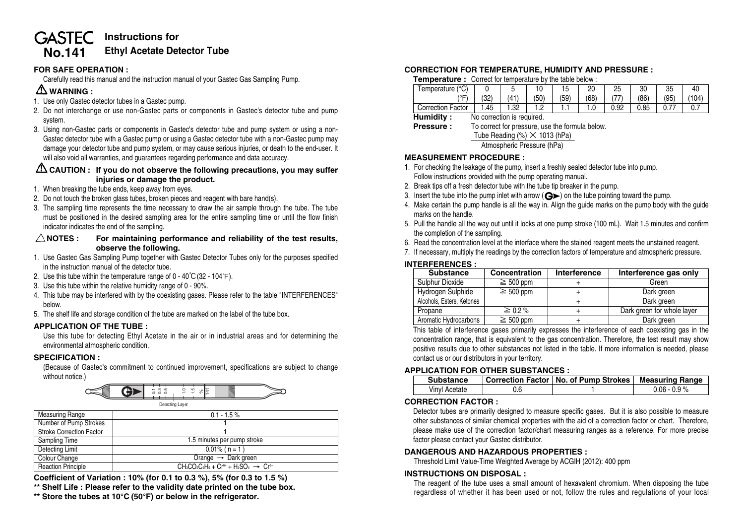# GASTEC No.141 — Instructions for Ethyl Acetate Detector Tube

## FOR SAFE OPERATION :

Carefully read this manual and the instruction manual of your Gastec Gas Sampling Pump.

### ⚠ WARNING :

1. Use only Gastec detector tubes in a Gastec pump.
2. Do not interchange or use non-Gastec parts or components in Gastec's detector tube and pump system.
3. Using non-Gastec parts or components in Gastec's detector tube and pump system or using a non-Gastec detector tube with a Gastec pump or using a Gastec detector tube with a non-Gastec pump may damage your detector tube and pump system, or may cause serious injuries, or death to the end-user. It will also void all warranties, and guarantees regarding performance and data accuracy.

### ⚠ CAUTION : If you do not observe the following precautions, you may suffer injuries or damage the product.

1. When breaking the tube ends, keep away from eyes.
2. Do not touch the broken glass tubes, broken pieces and reagent with bare hand(s).
3. The sampling time represents the time necessary to draw the air sample through the tube. The tube must be positioned in the desired sampling area for the entire sampling time or until the flow finish indicator indicates the end of the sampling.

### △ NOTES : For maintaining performance and reliability of the test results, observe the following.

1. Use Gastec Gas Sampling Pump together with Gastec Detector Tubes only for the purposes specified in the instruction manual of the detector tube.
2. Use this tube within the temperature range of 0 - 40℃ (32 - 104℉).
3. Use this tube within the relative humidity range of 0 - 90%.
4. This tube may be interfered with by the coexisting gases. Please refer to the table "INTERFERENCES" below.
5. The shelf life and storage condition of the tube are marked on the label of the tube box.

## APPLICATION OF THE TUBE :

Use this tube for detecting Ethyl Acetate in the air or in industrial areas and for determining the environmental atmospheric condition.

## SPECIFICATION :

(Because of Gastec's commitment to continued improvement, specifications are subject to change without notice.)

0.1 0.3 0.5 1.0 1.5 % 141

Detecting Layer

| Measuring Range | 0.1 - 1.5 % |
|---|---|
| Number of Pump Strokes | 1 |
| Stroke Correction Factor | 1 |
| Sampling Time | 1.5 minutes per pump stroke |
| Detecting Limit | 0.01% ( n = 1 ) |
| Colour Change | Orange → Dark green |
| Reaction Principle | $CH_3CO_2C_2H_5 + Cr^{6+} + H_2SO_4 \rightarrow Cr^{3+}$ |

**Coefficient of Variation : 10% (for 0.1 to 0.3 %), 5% (for 0.3 to 1.5 %)**

**\*\* Shelf Life : Please refer to the validity date printed on the tube box.**

**\*\* Store the tubes at 10°C (50°F) or below in the refrigerator.**

## CORRECTION FOR TEMPERATURE, HUMIDITY AND PRESSURE :

**Temperature :** Correct for temperature by the table below :

| Temperature (°C) | 0 | 5 | 10 | 15 | 20 | 25 | 30 | 35 | 40 |
|---|---|---|---|---|---|---|---|---|---|
| (°F) | (32) | (41) | (50) | (59) | (68) | (77) | (86) | (95) | (104) |
| Correction Factor | 1.45 | 1.32 | 1.2 | 1.1 | 1.0 | 0.92 | 0.85 | 0.77 | 0.7 |

**Humidity :** No correction is required.

**Pressure :** To correct for pressure, use the formula below.

$$\frac{\text{Tube Reading (\%)} \times 1013 \text{ (hPa)}}{\text{Atmospheric Pressure (hPa)}}$$

## MEASUREMENT PROCEDURE :

1. For checking the leakage of the pump, insert a freshly sealed detector tube into pump. Follow instructions provided with the pump operating manual.
2. Break tips off a fresh detector tube with the tube tip breaker in the pump.
3. Insert the tube into the pump inlet with arrow (G►) on the tube pointing toward the pump.
4. Make certain the pump handle is all the way in. Align the guide marks on the pump body with the guide marks on the handle.
5. Pull the handle all the way out until it locks at one pump stroke (100 mL). Wait 1.5 minutes and confirm the completion of the sampling.
6. Read the concentration level at the interface where the stained reagent meets the unstained reagent.
7. If necessary, multiply the readings by the correction factors of temperature and atmospheric pressure.

## INTERFERENCES :

| Substance | Concentration | Interference | Interference gas only |
|---|---|---|---|
| Sulphur Dioxide | ≧ 500 ppm | + | Green |
| Hydrogen Sulphide | ≧ 500 ppm | + | Dark green |
| Alcohols, Esters, Ketones | | + | Dark green |
| Propane | ≧ 0.2 % | + | Dark green for whole layer |
| Aromatic Hydrocarbons | ≧ 500 ppm | + | Dark green |

This table of interference gases primarily expresses the interference of each coexisting gas in the concentration range, that is equivalent to the gas concentration. Therefore, the test result may show positive results due to other substances not listed in the table. If more information is needed, please contact us or our distributors in your territory.

## APPLICATION FOR OTHER SUBSTANCES :

| Substance | Correction Factor | No. of Pump Strokes | Measuring Range |
|---|---|---|---|
| Vinyl Acetate | 0.6 | 1 | 0.06 - 0.9 % |

## CORRECTION FACTOR :

Detector tubes are primarily designed to measure specific gases. But it is also possible to measure other substances of similar chemical properties with the aid of a correction factor or chart. Therefore, please make use of the correction factor/chart measuring ranges as a reference. For more precise factor please contact your Gastec distributor.

## DANGEROUS AND HAZARDOUS PROPERTIES :

Threshold Limit Value-Time Weighted Average by ACGIH (2012): 400 ppm

## INSTRUCTIONS ON DISPOSAL :

The reagent of the tube uses a small amount of hexavalent chromium. When disposing the tube regardless of whether it has been used or not, follow the rules and regulations of your local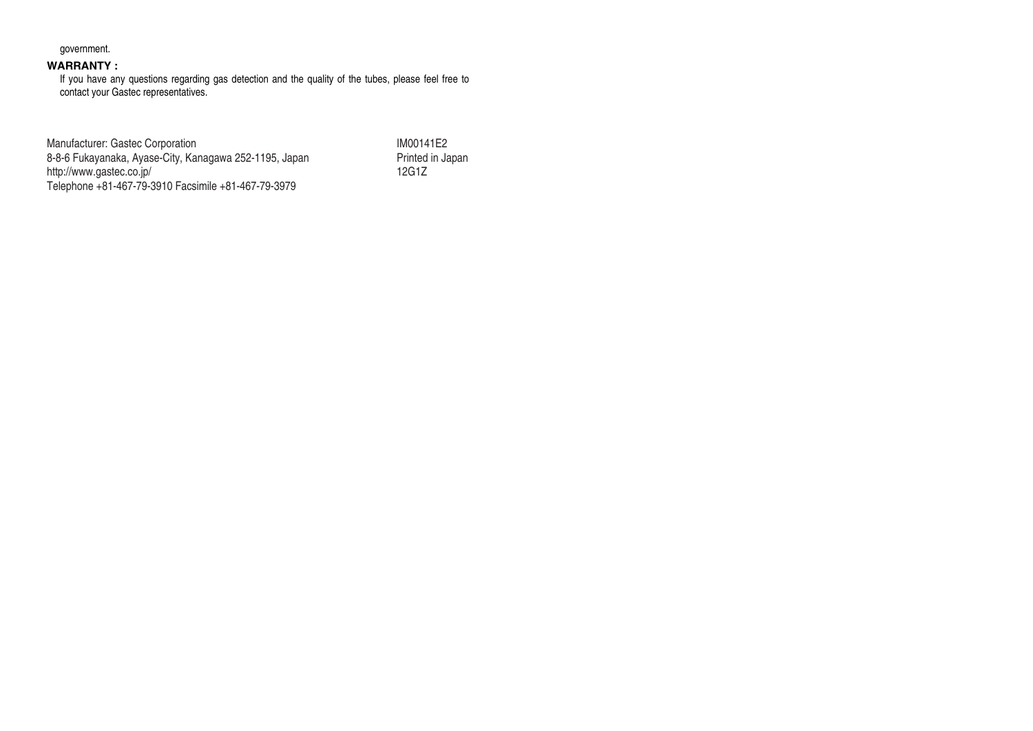government.

**WARRANTY :**

If you have any questions regarding gas detection and the quality of the tubes, please feel free to contact your Gastec representatives.

Manufacturer: Gastec Corporation
8-8-6 Fukayanaka, Ayase-City, Kanagawa 252-1195, Japan
http://www.gastec.co.jp/
Telephone +81-467-79-3910 Facsimile +81-467-79-3979

IM00141E2
Printed in Japan
12G1Z